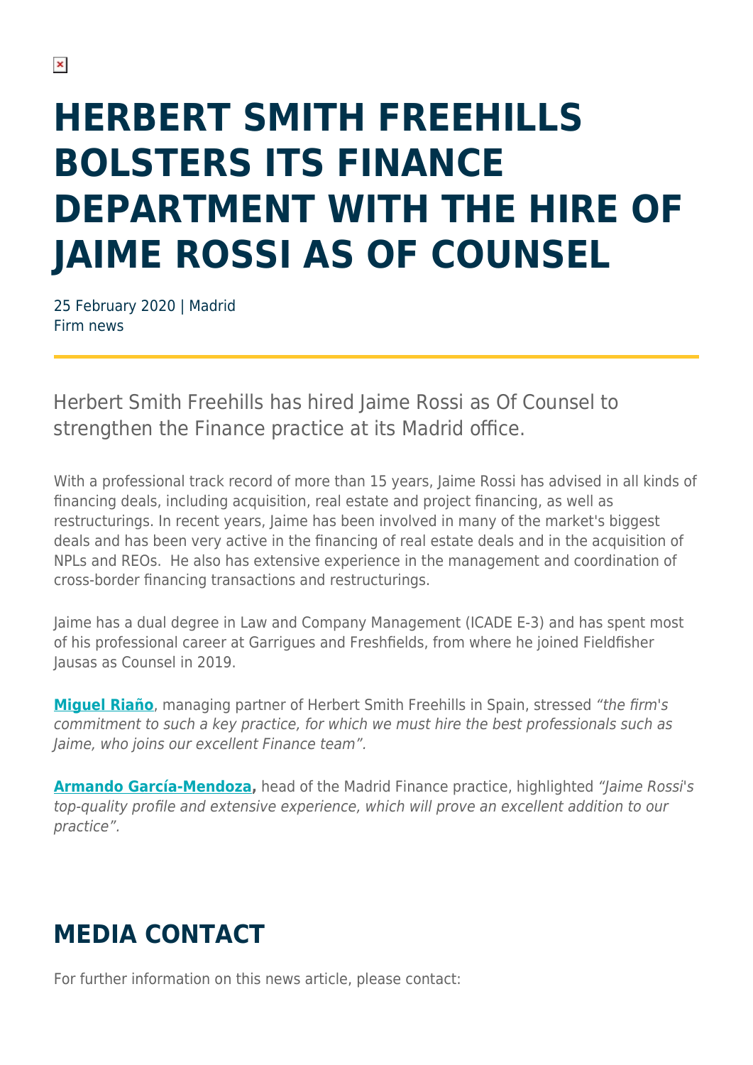# HERBERT SMITH FREEHILLS BOLSTERS ITS FINANCE DEPARTMENT WITH THE HIRE OF JAIME ROSSI AS OF COUNSEL

25 February 2020 | Madrid
Firm news

Herbert Smith Freehills has hired Jaime Rossi as Of Counsel to strengthen the Finance practice at its Madrid office.

With a professional track record of more than 15 years, Jaime Rossi has advised in all kinds of financing deals, including acquisition, real estate and project financing, as well as restructurings. In recent years, Jaime has been involved in many of the market's biggest deals and has been very active in the financing of real estate deals and in the acquisition of NPLs and REOs. He also has extensive experience in the management and coordination of cross-border financing transactions and restructurings.

Jaime has a dual degree in Law and Company Management (ICADE E-3) and has spent most of his professional career at Garrigues and Freshfields, from where he joined Fieldfisher Jausas as Counsel in 2019.

**Miguel Riaño**, managing partner of Herbert Smith Freehills in Spain, stressed *"the firm's commitment to such a key practice, for which we must hire the best professionals such as Jaime, who joins our excellent Finance team".*

**Armando García-Mendoza,** head of the Madrid Finance practice, highlighted *"Jaime Rossi's top-quality profile and extensive experience, which will prove an excellent addition to our practice".*

## MEDIA CONTACT

For further information on this news article, please contact: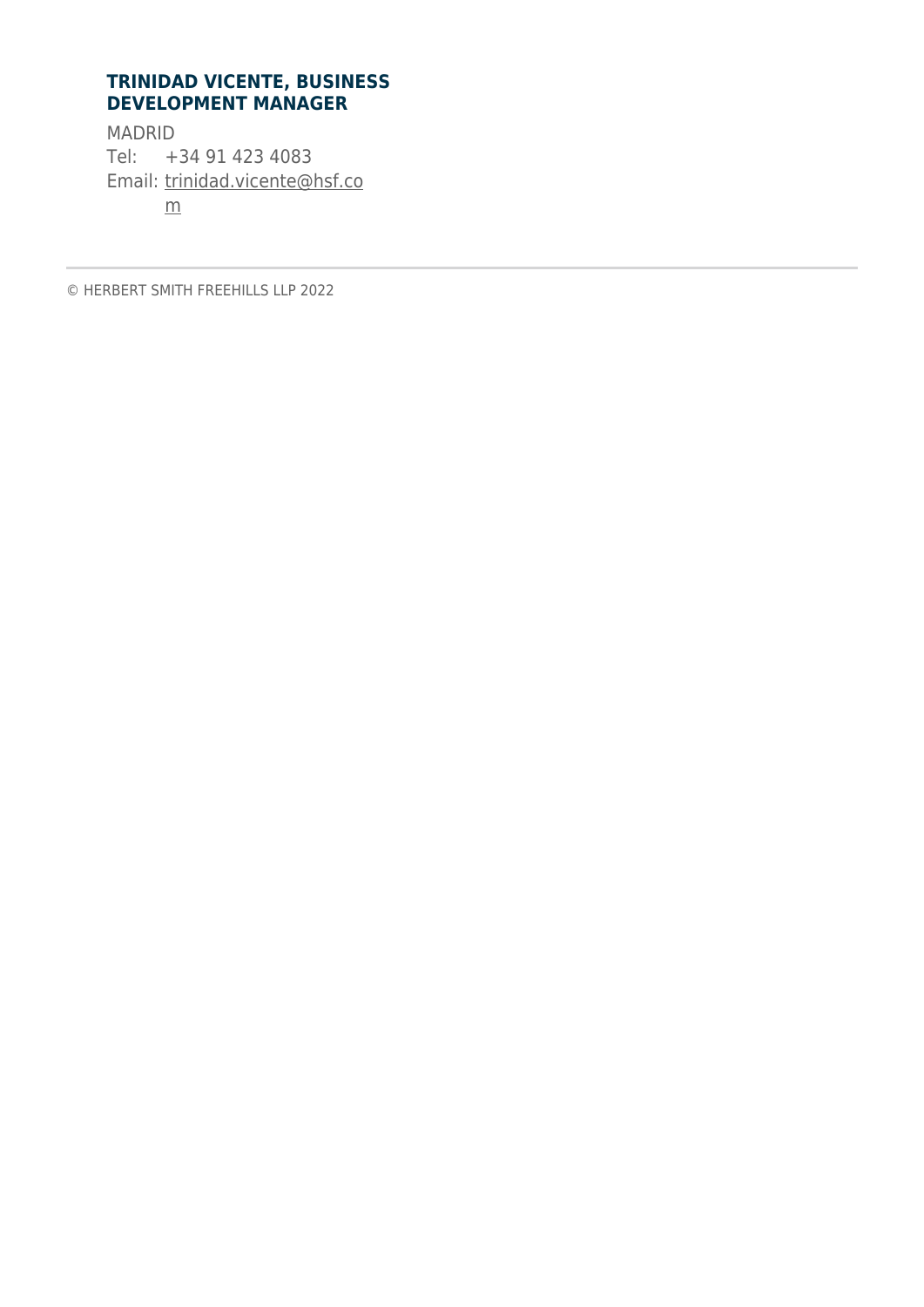**TRINIDAD VICENTE, BUSINESS DEVELOPMENT MANAGER**

MADRID
Tel: +34 91 423 4083
Email: trinidad.vicente@hsf.com

---

© HERBERT SMITH FREEHILLS LLP 2022